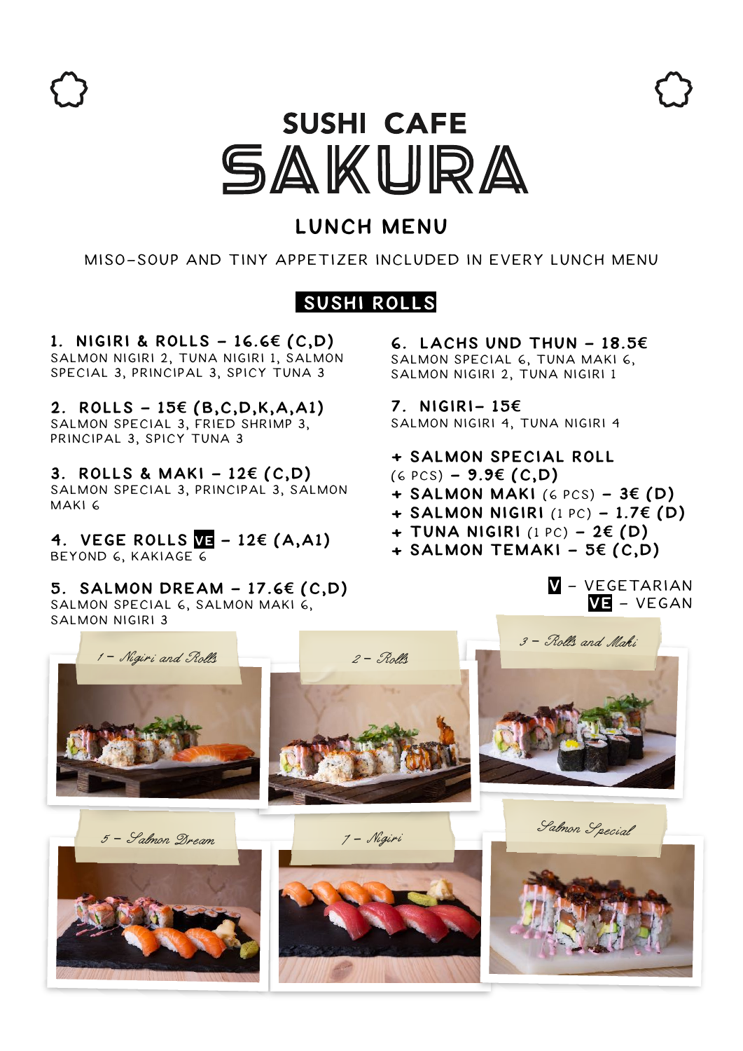# SUSHI CAFE SAKURA

## LUNCH MENU

MISO-SOUP AND TINY APPETIZER INCLUDED IN EVERY LUNCH MENU

### SUSHI ROLLS

**1. NIGIRI & ROLLS – 16.6€ (C,D)**
SALMON NIGIRI 2, TUNA NIGIRI 1, SALMON SPECIAL 3, PRINCIPAL 3, SPICY TUNA 3

**2. ROLLS – 15€ (B,C,D,K,A,A1)**
SALMON SPECIAL 3, FRIED SHRIMP 3, PRINCIPAL 3, SPICY TUNA 3

**3. ROLLS & MAKI – 12€ (C,D)**
SALMON SPECIAL 3, PRINCIPAL 3, SALMON MAKI 6

**4. VEGE ROLLS VE – 12€ (A,A1)**
BEYOND 6, KAKIAGE 6

**5. SALMON DREAM – 17.6€ (C,D)**
SALMON SPECIAL 6, SALMON MAKI 6, SALMON NIGIRI 3

**6. LACHS UND THUN – 18.5€**
SALMON SPECIAL 6, TUNA MAKI 6, SALMON NIGIRI 2, TUNA NIGIRI 1

**7. NIGIRI– 15€**
SALMON NIGIRI 4, TUNA NIGIRI 4

- **+ SALMON SPECIAL ROLL** (6 PCS) **– 9.9€ (C,D)**
- **+ SALMON MAKI** (6 PCS) **– 3€ (D)**
- **+ SALMON NIGIRI** (1 PC) **– 1.7€ (D)**
- **+ TUNA NIGIRI** (1 PC) **– 2€ (D)**
- **+ SALMON TEMAKI – 5€ (C,D)**

V – VEGETARIAN
VE – VEGAN

1 – Nigiri and Rolls

2 – Rolls

3 – Rolls and Maki

5 – Salmon Dream

7 – Nigiri

Salmon Special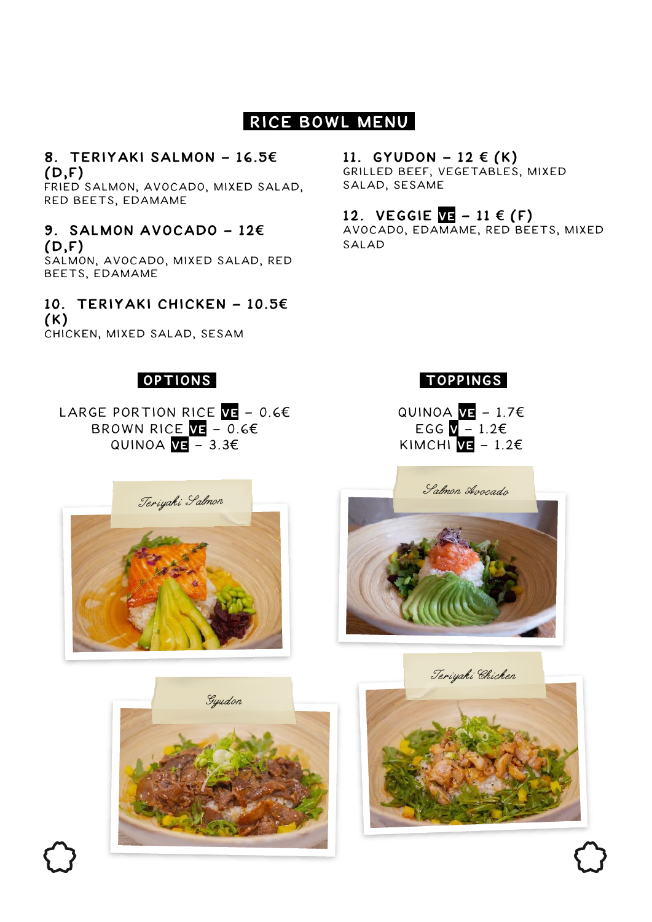# RICE BOWL MENU

### 8. TERIYAKI SALMON – 16.5€ (D,F)
FRIED SALMON, AVOCADO, MIXED SALAD, RED BEETS, EDAMAME

### 9. SALMON AVOCADO – 12€ (D,F)
SALMON, AVOCADO, MIXED SALAD, RED BEETS, EDAMAME

### 10. TERIYAKI CHICKEN – 10.5€ (K)
CHICKEN, MIXED SALAD, SESAM

### 11. GYUDON – 12 € (K)
GRILLED BEEF, VEGETABLES, MIXED SALAD, SESAME

### 12. VEGGIE VE – 11 € (F)
AVOCADO, EDAMAME, RED BEETS, MIXED SALAD

## OPTIONS

LARGE PORTION RICE VE – 0.6€
BROWN RICE VE – 0.6€
QUINOA VE – 3.3€

## TOPPINGS

QUINOA VE – 1.7€
EGG V – 1.2€
KIMCHI VE – 1.2€

*Teriyaki Salmon*

*Salmon Avocado*

*Gyudon*

*Teriyaki Chicken*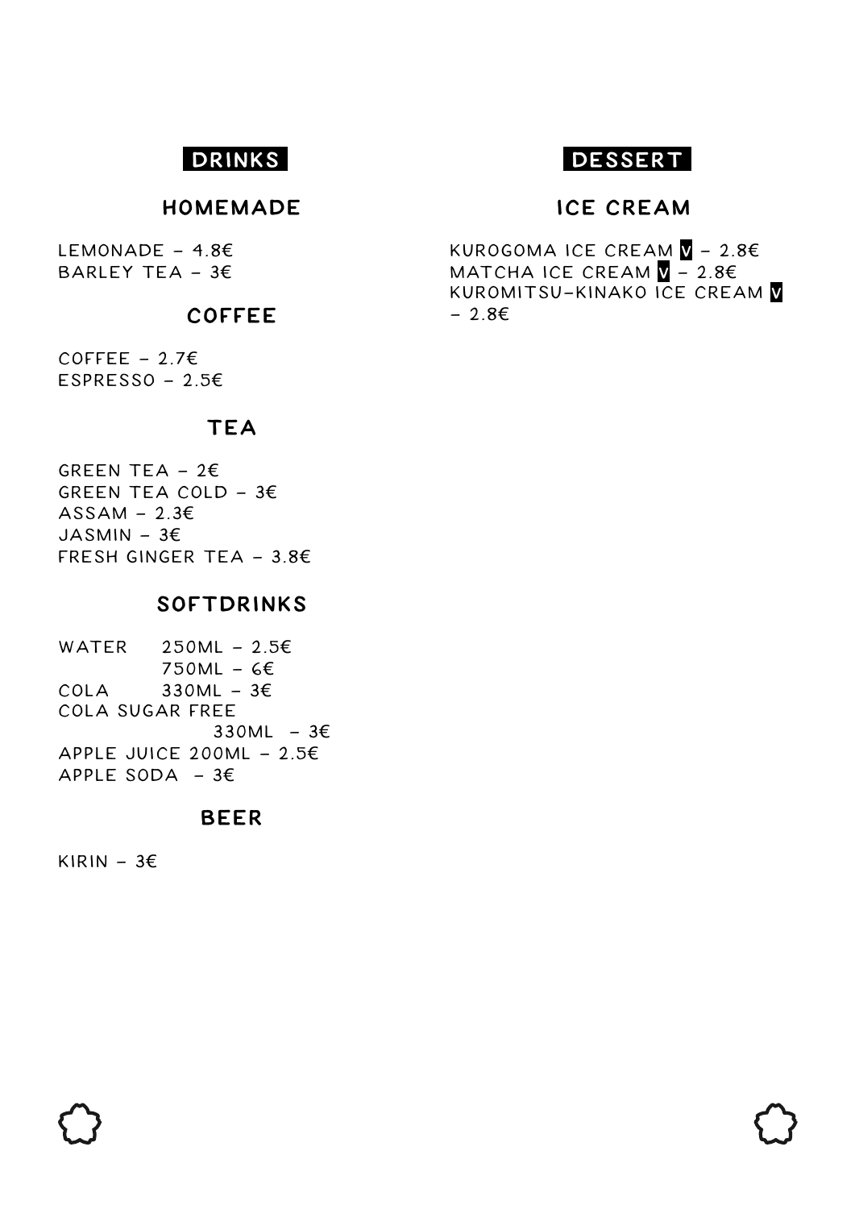## DRINKS

### HOMEMADE

LEMONADE – 4.8€
BARLEY TEA – 3€

### COFFEE

COFFEE – 2.7€
ESPRESSO – 2.5€

### TEA

GREEN TEA – 2€
GREEN TEA COLD – 3€
ASSAM – 2.3€
JASMIN – 3€
FRESH GINGER TEA – 3.8€

### SOFTDRINKS

WATER 250ML – 2.5€
750ML – 6€
COLA 330ML – 3€
COLA SUGAR FREE
330ML – 3€
APPLE JUICE 200ML – 2.5€
APPLE SODA – 3€

### BEER

KIRIN – 3€

## DESSERT

### ICE CREAM

KUROGOMA ICE CREAM V – 2.8€
MATCHA ICE CREAM V – 2.8€
KUROMITSU-KINAKO ICE CREAM V – 2.8€